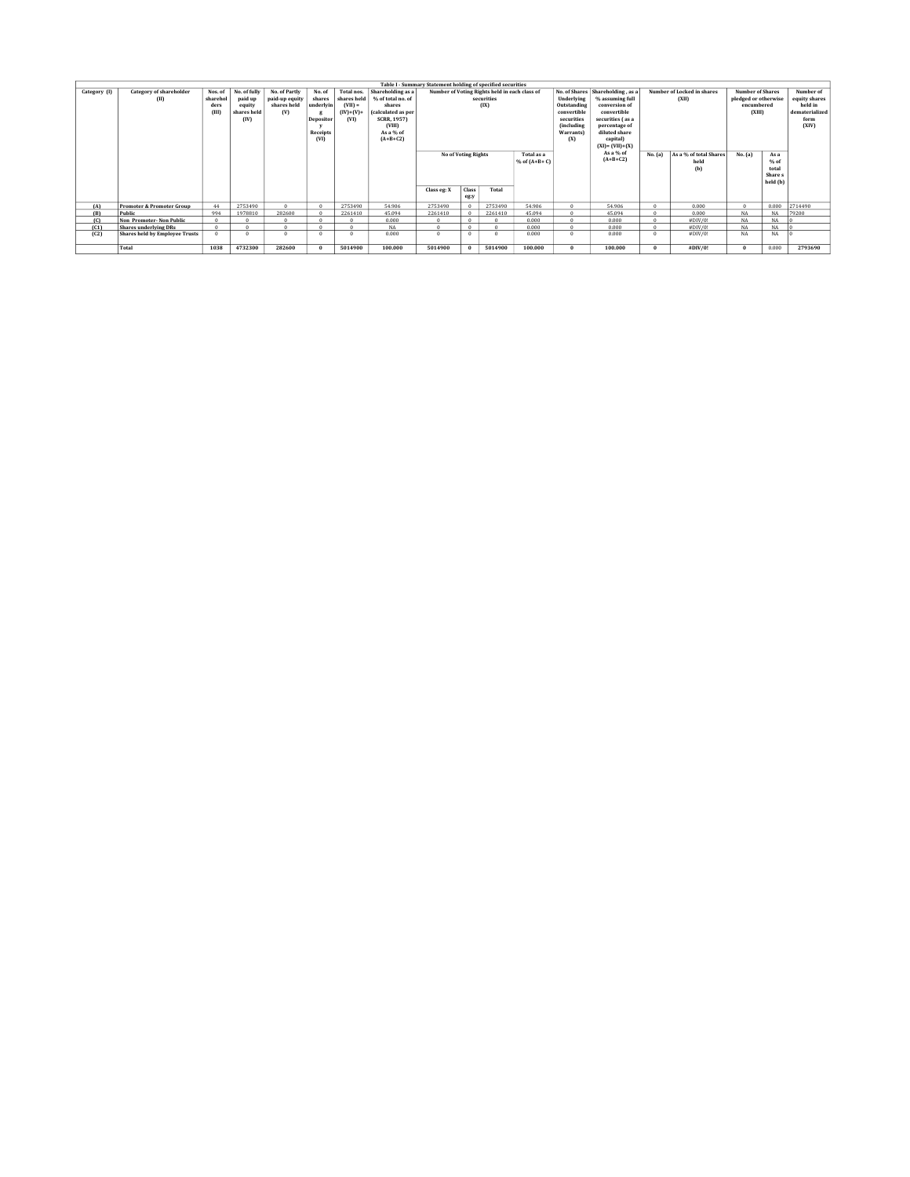**Table I - Summary Statement holding of specified securities**

| Category (I) | Category of shareholder (II) | Nos. of shareholders (III) | No. of fully paid up equity shares held (IV) | No. of Partly paid-up equity shares held (V) | No. of shares underlying Depository Receipts (VI) | Total nos. shares held (VII) = (IV)+(V)+ (VI) | Shareholding as a % of total no. of shares (calculated as per SCRR, 1957) (VIII) As a % of (A+B+C2) | Number of Voting Rights held in each class of securities (IX) | | | | No. of Shares Underlying Outstanding convertible securities (including Warrants) (X) | Shareholding , as a % assuming full conversion of convertible securities ( as a percentage of diluted share capital) (XI)= (VII)+(X) As a % of (A+B+C2) | Number of Locked in shares (XII) | | Number of Shares pledged or otherwise encumbered (XIII) | | Number of equity shares held in dematerialized form (XIV) |
|---|---|---|---|---|---|---|---|---|---|---|---|---|---|---|---|---|---|---|
| | | | | | | | | No of Voting Rights | | | Total as a % of (A+B+ C) | | | No. (a) | As a % of total Shares held (b) | No. (a) | As a % of total Share s held (b) | |
| | | | | | | | | Class eg: X | Class eg:y | Total | | | | | | | | |
| (A) | Promoter & Promoter Group | 44 | 2753490 | 0 | 0 | 2753490 | 54.906 | 2753490 | 0 | 2753490 | 54.906 | 0 | 54.906 | 0 | 0.000 | 0 | 0.000 | 2714490 |
| (B) | Public | 994 | 1978810 | 282600 | 0 | 2261410 | 45.094 | 2261410 | 0 | 2261410 | 45.094 | 0 | 45.094 | 0 | 0.000 | NA | NA | 79200 |
| (C) | Non Promoter- Non Public | 0 | 0 | 0 | 0 | 0 | 0.000 | 0 | 0 | 0 | 0.000 | 0 | 0.000 | 0 | #DIV/0! | NA | NA | 0 |
| (C1) | Shares underlying DRs | 0 | 0 | 0 | 0 | 0 | NA | 0 | 0 | 0 | 0.000 | 0 | 0.000 | 0 | #DIV/0! | NA | NA | 0 |
| (C2) | Shares held by Employee Trusts | 0 | 0 | 0 | 0 | 0 | 0.000 | 0 | 0 | 0 | 0.000 | 0 | 0.000 | 0 | #DIV/0! | NA | NA | 0 |
| | **Total** | **1038** | **4732300** | **282600** | **0** | **5014900** | **100.000** | **5014900** | **0** | **5014900** | **100.000** | **0** | **100.000** | **0** | **#DIV/0!** | **0** | 0.000 | **2793690** |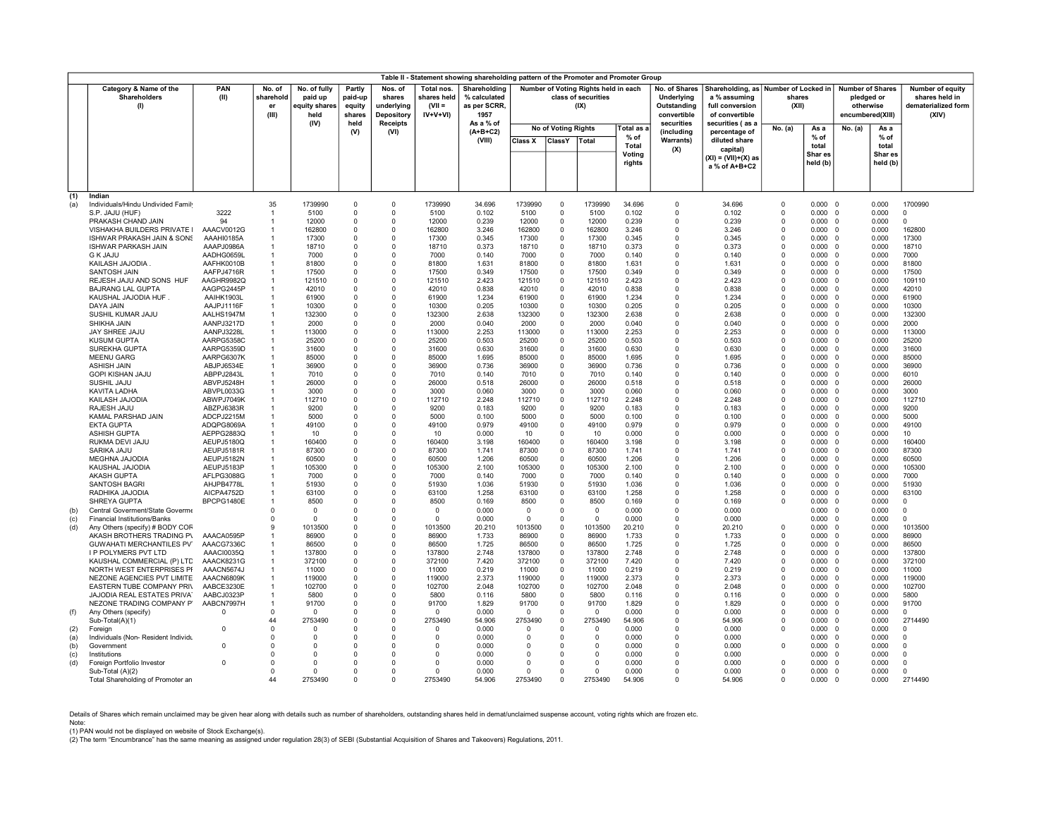## Table II - Statement showing shareholding pattern of the Promoter and Promoter Group

| | Category & Name of the Shareholders (I) | PAN (II) | No. of shareholder (III) | No. of fully paid up equity shares held (IV) | Partly paid-up equity shares held (V) | Nos. of shares underlying Depository Receipts (VI) | Total nos. shares held (VII = IV+V+VI) | Shareholding % calculated as per SCRR, 1957 As a % of (A+B+C2) (VIII) | Number of Voting Rights held in each class of securities (IX) | | | | No. of Shares Underlying Outstanding convertible securities (including Warrants) (X) | Shareholding, as a % assuming full conversion of convertible securities ( as a percentage of diluted share capital) (XI) = (VII)+(X) as a % of A+B+C2 | Number of Locked in shares (XII) | | Number of Shares pledged or otherwise encumbered(XIII) | | Number of equity shares held in dematerialized form (XIV) |
|---|---|---|---|---|---|---|---|---|---|---|---|---|---|---|---|---|---|---|---|
| | | | | | | | | | No of Voting Rights | | | Total as a % of Total Voting rights | | | No. (a) | As a % of total Shar es held (b) | No. (a) | As a % of total Shar es held (b) | |
| | | | | | | | | | Class X | ClassY | Total | | | | | | | | |
| (1) | Indian | | | | | | | | | | | | | | | | | | |
| (a) | Individuals/Hindu Undivided Family | | 35 | 1739990 | 0 | 0 | 1739990 | 34.696 | 1739990 | 0 | 1739990 | 34.696 | 0 | 34.696 | 0 | 0.000 | 0 | 0.000 | 1700990 |
| | S.P. JAJU (HUF) | 3222 | 1 | 5100 | 0 | 0 | 5100 | 0.102 | 5100 | 0 | 5100 | 0.102 | 0 | 0.102 | 0 | 0.000 | 0 | 0.000 | 0 |
| | PRAKASH CHAND JAIN | 94 | 1 | 12000 | 0 | 0 | 12000 | 0.239 | 12000 | 0 | 12000 | 0.239 | 0 | 0.239 | 0 | 0.000 | 0 | 0.000 | 0 |
| | VISHAKHA BUILDERS PRIVATE L | AAACV0012G | 1 | 162800 | 0 | 0 | 162800 | 3.246 | 162800 | 0 | 162800 | 3.246 | 0 | 3.246 | 0 | 0.000 | 0 | 0.000 | 162800 |
| | ISHWAR PRAKASH JAIN & SONS | AAAHI0185A | 1 | 17300 | 0 | 0 | 17300 | 0.345 | 17300 | 0 | 17300 | 0.345 | 0 | 0.345 | 0 | 0.000 | 0 | 0.000 | 17300 |
| | ISHWAR PARKASH JAIN | AAAPJ0986A | 1 | 18710 | 0 | 0 | 18710 | 0.373 | 18710 | 0 | 18710 | 0.373 | 0 | 0.373 | 0 | 0.000 | 0 | 0.000 | 18710 |
| | G K JAJU | AADHG0659L | 1 | 7000 | 0 | 0 | 7000 | 0.140 | 7000 | 0 | 7000 | 0.140 | 0 | 0.140 | 0 | 0.000 | 0 | 0.000 | 7000 |
| | KAILASH JAJODIA . | AAFHK0010B | 1 | 81800 | 0 | 0 | 81800 | 1.631 | 81800 | 0 | 81800 | 1.631 | 0 | 1.631 | 0 | 0.000 | 0 | 0.000 | 81800 |
| | SANTOSH JAIN | AAFPJ4716R | 1 | 17500 | 0 | 0 | 17500 | 0.349 | 17500 | 0 | 17500 | 0.349 | 0 | 0.349 | 0 | 0.000 | 0 | 0.000 | 17500 |
| | REJESH JAJU AND SONS HUF | AAGHR9982Q | 1 | 121510 | 0 | 0 | 121510 | 2.423 | 121510 | 0 | 121510 | 2.423 | 0 | 2.423 | 0 | 0.000 | 0 | 0.000 | 109110 |
| | BAJRANG LAL GUPTA | AAGPG2445P | 1 | 42010 | 0 | 0 | 42010 | 0.838 | 42010 | 0 | 42010 | 0.838 | 0 | 0.838 | 0 | 0.000 | 0 | 0.000 | 42010 |
| | KAUSHAL JAJODIA HUF . | AAIHK1903L | 1 | 61900 | 0 | 0 | 61900 | 1.234 | 61900 | 0 | 61900 | 1.234 | 0 | 1.234 | 0 | 0.000 | 0 | 0.000 | 61900 |
| | DAYA JAIN | AAJPJ1116F | 1 | 10300 | 0 | 0 | 10300 | 0.205 | 10300 | 0 | 10300 | 0.205 | 0 | 0.205 | 0 | 0.000 | 0 | 0.000 | 10300 |
| | SUSHIL KUMAR JAJU | AALHS1947M | 1 | 132300 | 0 | 0 | 132300 | 2.638 | 132300 | 0 | 132300 | 2.638 | 0 | 2.638 | 0 | 0.000 | 0 | 0.000 | 132300 |
| | SHIKHA JAIN | AANPJ3217D | 1 | 2000 | 0 | 0 | 2000 | 0.040 | 2000 | 0 | 2000 | 0.040 | 0 | 0.040 | 0 | 0.000 | 0 | 0.000 | 2000 |
| | JAY SHREE JAJU | AANPJ3228L | 1 | 113000 | 0 | 0 | 113000 | 2.253 | 113000 | 0 | 113000 | 2.253 | 0 | 2.253 | 0 | 0.000 | 0 | 0.000 | 113000 |
| | KUSUM GUPTA | AARPG5358C | 1 | 25200 | 0 | 0 | 25200 | 0.503 | 25200 | 0 | 25200 | 0.503 | 0 | 0.503 | 0 | 0.000 | 0 | 0.000 | 25200 |
| | SUREKHA GUPTA | AARPG5359D | 1 | 31600 | 0 | 0 | 31600 | 0.630 | 31600 | 0 | 31600 | 0.630 | 0 | 0.630 | 0 | 0.000 | 0 | 0.000 | 31600 |
| | MEENU GARG | AARPG6307K | 1 | 85000 | 0 | 0 | 85000 | 1.695 | 85000 | 0 | 85000 | 1.695 | 0 | 1.695 | 0 | 0.000 | 0 | 0.000 | 85000 |
| | ASHISH JAIN | ABJPJ6534E | 1 | 36900 | 0 | 0 | 36900 | 0.736 | 36900 | 0 | 36900 | 0.736 | 0 | 0.736 | 0 | 0.000 | 0 | 0.000 | 36900 |
| | GOPI KISHAN JAJU | ABPPJ2843L | 1 | 7010 | 0 | 0 | 7010 | 0.140 | 7010 | 0 | 7010 | 0.140 | 0 | 0.140 | 0 | 0.000 | 0 | 0.000 | 6010 |
| | SUSHIL JAJU | ABVPJ5248H | 1 | 26000 | 0 | 0 | 26000 | 0.518 | 26000 | 0 | 26000 | 0.518 | 0 | 0.518 | 0 | 0.000 | 0 | 0.000 | 26000 |
| | KAVITA LADHA | ABVPL0033G | 1 | 3000 | 0 | 0 | 3000 | 0.060 | 3000 | 0 | 3000 | 0.060 | 0 | 0.060 | 0 | 0.000 | 0 | 0.000 | 3000 |
| | KAILASH JAJODIA | ABWPJ7049K | 1 | 112710 | 0 | 0 | 112710 | 2.248 | 112710 | 0 | 112710 | 2.248 | 0 | 2.248 | 0 | 0.000 | 0 | 0.000 | 112710 |
| | RAJESH JAJU | ABZPJ6383R | 1 | 9200 | 0 | 0 | 9200 | 0.183 | 9200 | 0 | 9200 | 0.183 | 0 | 0.183 | 0 | 0.000 | 0 | 0.000 | 9200 |
| | KAMAL PARSHAD JAIN | ADCPJ2215M | 1 | 5000 | 0 | 0 | 5000 | 0.100 | 5000 | 0 | 5000 | 0.100 | 0 | 0.100 | 0 | 0.000 | 0 | 0.000 | 5000 |
| | EKTA GUPTA | ADQPG8069A | 1 | 49100 | 0 | 0 | 49100 | 0.979 | 49100 | 0 | 49100 | 0.979 | 0 | 0.979 | 0 | 0.000 | 0 | 0.000 | 49100 |
| | ASHISH GUPTA | AEPPG2883Q | 1 | 10 | 0 | 0 | 10 | 0.000 | 10 | 0 | 10 | 0.000 | 0 | 0.000 | 0 | 0.000 | 0 | 0.000 | 10 |
| | RUKMA DEVI JAJU | AEUPJ5180Q | 1 | 160400 | 0 | 0 | 160400 | 3.198 | 160400 | 0 | 160400 | 3.198 | 0 | 3.198 | 0 | 0.000 | 0 | 0.000 | 160400 |
| | SARIKA JAJU | AEUPJ5181R | 1 | 87300 | 0 | 0 | 87300 | 1.741 | 87300 | 0 | 87300 | 1.741 | 0 | 1.741 | 0 | 0.000 | 0 | 0.000 | 87300 |
| | MEGHNA JAJODIA | AEUPJ5182N | 1 | 60500 | 0 | 0 | 60500 | 1.206 | 60500 | 0 | 60500 | 1.206 | 0 | 1.206 | 0 | 0.000 | 0 | 0.000 | 60500 |
| | KAUSHAL JAJODIA | AEUPJ5183P | 1 | 105300 | 0 | 0 | 105300 | 2.100 | 105300 | 0 | 105300 | 2.100 | 0 | 2.100 | 0 | 0.000 | 0 | 0.000 | 105300 |
| | AKASH GUPTA | AFLPG3088G | 1 | 7000 | 0 | 0 | 7000 | 0.140 | 7000 | 0 | 7000 | 0.140 | 0 | 0.140 | 0 | 0.000 | 0 | 0.000 | 7000 |
| | SANTOSH BAGRI | AHJPB4778L | 1 | 51930 | 0 | 0 | 51930 | 1.036 | 51930 | 0 | 51930 | 1.036 | 0 | 1.036 | 0 | 0.000 | 0 | 0.000 | 51930 |
| | RADHIKA JAJODIA | AICPA4752D | 1 | 63100 | 0 | 0 | 63100 | 1.258 | 63100 | 0 | 63100 | 1.258 | 0 | 1.258 | 0 | 0.000 | 0 | 0.000 | 63100 |
| | SHREYA GUPTA | BPCPG1480E | 1 | 8500 | 0 | 0 | 8500 | 0.169 | 8500 | 0 | 8500 | 0.169 | 0 | 0.169 | 0 | 0.000 | 0 | 0.000 | 0 |
| (b) | Central Goverment/State Goverme | | 0 | 0 | 0 | 0 | 0 | 0.000 | 0 | 0 | 0 | 0.000 | 0 | 0.000 | | 0.000 | 0 | 0.000 | 0 |
| (c) | Financial Institutions/Banks | | 0 | 0 | 0 | 0 | 0 | 0.000 | 0 | 0 | 0 | 0.000 | 0 | 0.000 | | 0.000 | 0 | 0.000 | 0 |
| (d) | Any Others (specify) # BODY COR | | 9 | 1013500 | 0 | 0 | 1013500 | 20.210 | 1013500 | 0 | 1013500 | 20.210 | 0 | 20.210 | 0 | 0.000 | 0 | 0.000 | 1013500 |
| | AKASH BROTHERS TRADING P\ | AAACA0595P | 1 | 86900 | 0 | 0 | 86900 | 1.733 | 86900 | 0 | 86900 | 1.733 | 0 | 1.733 | 0 | 0.000 | 0 | 0.000 | 86900 |
| | GUWAHATI MERCHANTILES PV | AAACG7336C | 1 | 86500 | 0 | 0 | 86500 | 1.725 | 86500 | 0 | 86500 | 1.725 | 0 | 1.725 | 0 | 0.000 | 0 | 0.000 | 86500 |
| | I P POLYMERS PVT LTD | AAACI0035Q | 1 | 137800 | 0 | 0 | 137800 | 2.748 | 137800 | 0 | 137800 | 2.748 | 0 | 2.748 | 0 | 0.000 | 0 | 0.000 | 137800 |
| | KAUSHAL COMMERCIAL (P) LTD | AAACK8231G | 1 | 372100 | 0 | 0 | 372100 | 7.420 | 372100 | 0 | 372100 | 7.420 | 0 | 7.420 | 0 | 0.000 | 0 | 0.000 | 372100 |
| | NORTH WEST ENTERPRISES PI | AAACN5674J | 1 | 11000 | 0 | 0 | 11000 | 0.219 | 11000 | 0 | 11000 | 0.219 | 0 | 0.219 | 0 | 0.000 | 0 | 0.000 | 11000 |
| | NEZONE AGENCIES PVT LIMITE | AAACN6809K | 1 | 119000 | 0 | 0 | 119000 | 2.373 | 119000 | 0 | 119000 | 2.373 | 0 | 2.373 | 0 | 0.000 | 0 | 0.000 | 119000 |
| | EASTERN TUBE COMPANY PRI\ | AABCE3230E | 1 | 102700 | 0 | 0 | 102700 | 2.048 | 102700 | 0 | 102700 | 2.048 | 0 | 2.048 | 0 | 0.000 | 0 | 0.000 | 102700 |
| | JAJODIA REAL ESTATES PRIVA | AABCJ0323P | 1 | 5800 | 0 | 0 | 5800 | 0.116 | 5800 | 0 | 5800 | 0.116 | 0 | 0.116 | 0 | 0.000 | 0 | 0.000 | 5800 |
| | NEZONE TRADING COMPANY P | AABCN7997H | 1 | 91700 | 0 | 0 | 91700 | 1.829 | 91700 | 0 | 91700 | 1.829 | 0 | 1.829 | 0 | 0.000 | 0 | 0.000 | 91700 |
| (f) | Any Others (specify) | 0 | 0 | 0 | 0 | 0 | 0 | 0.000 | 0 | 0 | 0 | 0.000 | 0 | 0.000 | 0 | 0.000 | 0 | 0.000 | 0 |
| | Sub-Total(A)(1) | | 44 | 2753490 | 0 | 0 | 2753490 | 54.906 | 2753490 | 0 | 2753490 | 54.906 | 0 | 54.906 | 0 | 0.000 | 0 | 0.000 | 2714490 |
| (2) | Foreign | 0 | 0 | 0 | 0 | 0 | 0 | 0.000 | 0 | 0 | 0 | 0.000 | 0 | 0.000 | 0 | 0.000 | 0 | 0.000 | 0 |
| (a) | Individuals (Non- Resident Individu | | 0 | 0 | 0 | 0 | 0 | 0.000 | 0 | 0 | 0 | 0.000 | 0 | 0.000 | | 0.000 | 0 | 0.000 | 0 |
| (b) | Government | 0 | 0 | 0 | 0 | 0 | 0 | 0.000 | 0 | 0 | 0 | 0.000 | 0 | 0.000 | 0 | 0.000 | 0 | 0.000 | 0 |
| (c) | Institutions | | 0 | 0 | 0 | 0 | 0 | 0.000 | 0 | 0 | 0 | 0.000 | 0 | 0.000 | | 0.000 | 0 | 0.000 | 0 |
| (d) | Foreign Portfolio Investor | 0 | 0 | 0 | 0 | 0 | 0 | 0.000 | 0 | 0 | 0 | 0.000 | 0 | 0.000 | 0 | 0.000 | 0 | 0.000 | 0 |
| | Sub-Total (A)(2) | | 0 | 0 | 0 | 0 | 0 | 0.000 | 0 | 0 | 0 | 0.000 | 0 | 0.000 | 0 | 0.000 | 0 | 0.000 | 0 |
| | Total Shareholding of Promoter an | | 44 | 2753490 | 0 | 0 | 2753490 | 54.906 | 2753490 | 0 | 2753490 | 54.906 | 0 | 54.906 | 0 | 0.000 | 0 | 0.000 | 2714490 |

Details of Shares which remain unclaimed may be given hear along with details such as number of shareholders, outstanding shares held in demat/unclaimed suspense account, voting rights which are frozen etc.

Note:

(1) PAN would not be displayed on website of Stock Exchange(s).

(2) The term "Encumbrance" has the same meaning as assigned under regulation 28(3) of SEBI (Substantial Acquisition of Shares and Takeovers) Regulations, 2011.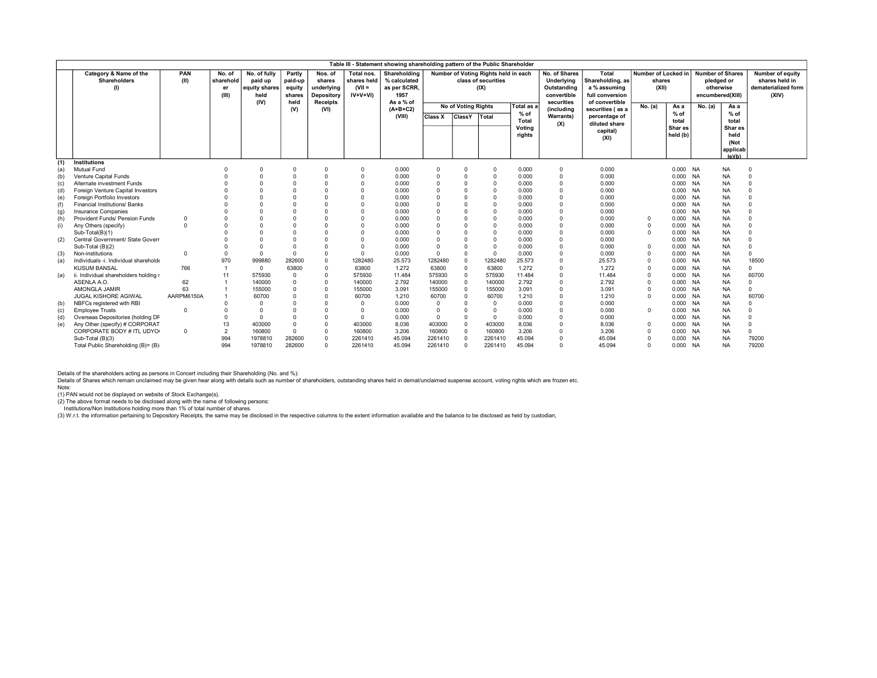**Table III - Statement showing shareholding pattern of the Public Shareholder**

| | Category & Name of the Shareholders (I) | PAN (II) | No. of shareholder (III) | No. of fully paid up equity shares held (IV) | Partly paid-up equity shares held (V) | Nos. of shares underlying Depository Receipts (VI) | Total nos. shares held (VII = IV+V+VI) | Shareholding % calculated as per SCRR, 1957 As a % of (A+B+C2) (VIII) | Number of Voting Rights held in each class of securities (IX) | | | | No. of Shares Underlying Outstanding convertible securities (including Warrants) (X) | Total Shareholding, as a % assuming full conversion of convertible securities ( as a percentage of diluted share capital) (XI) | Number of Locked in shares (XII) | | Number of Shares pledged or otherwise encumbered(XIII) | | Number of equity shares held in dematerialized form (XIV) |
|---|---|---|---|---|---|---|---|---|---|---|---|---|---|---|---|---|---|---|---|
| | | | | | | | | | No of Voting Rights | | | Total as a % of Total Voting rights | | | No. (a) | As a % of total Shar es held (b) | No. (a) | As a % of total Shar es held (Not applicab le)(b) | |
| | | | | | | | | | Class X | ClassY | Total | | | | | | | | |
| (1) | Institutions | | | | | | | | | | | | | | | | | | |
| (a) | Mutual Fund | | 0 | 0 | 0 | 0 | 0 | 0.000 | 0 | 0 | 0 | 0.000 | 0 | 0.000 | | 0.000 | NA | NA | 0 |
| (b) | Venture Capital Funds | | 0 | 0 | 0 | 0 | 0 | 0.000 | 0 | 0 | 0 | 0.000 | 0 | 0.000 | | 0.000 | NA | NA | 0 |
| (c) | Alternate investment Funds | | 0 | 0 | 0 | 0 | 0 | 0.000 | 0 | 0 | 0 | 0.000 | 0 | 0.000 | | 0.000 | NA | NA | 0 |
| (d) | Foreign Venture Capital Investors | | 0 | 0 | 0 | 0 | 0 | 0.000 | 0 | 0 | 0 | 0.000 | 0 | 0.000 | | 0.000 | NA | NA | 0 |
| (e) | Foreign Portfolio Investors | | 0 | 0 | 0 | 0 | 0 | 0.000 | 0 | 0 | 0 | 0.000 | 0 | 0.000 | | 0.000 | NA | NA | 0 |
| (f) | Financial Institutions/ Banks | | 0 | 0 | 0 | 0 | 0 | 0.000 | 0 | 0 | 0 | 0.000 | 0 | 0.000 | | 0.000 | NA | NA | 0 |
| (g) | Insurance Companies | | 0 | 0 | 0 | 0 | 0 | 0.000 | 0 | 0 | 0 | 0.000 | 0 | 0.000 | | 0.000 | NA | NA | 0 |
| (h) | Provident Funds/ Pension Funds | 0 | 0 | 0 | 0 | 0 | 0 | 0.000 | 0 | 0 | 0 | 0.000 | 0 | 0.000 | 0 | 0.000 | NA | NA | 0 |
| (i) | Any Others (specify) | 0 | 0 | 0 | 0 | 0 | 0 | 0.000 | 0 | 0 | 0 | 0.000 | 0 | 0.000 | 0 | 0.000 | NA | NA | 0 |
| | Sub-Total(B)(1) | | 0 | 0 | 0 | 0 | 0 | 0.000 | 0 | 0 | 0 | 0.000 | 0 | 0.000 | 0 | 0.000 | NA | NA | 0 |
| (2) | Central Government/ State Goverr | | 0 | 0 | 0 | 0 | 0 | 0.000 | 0 | 0 | 0 | 0.000 | 0 | 0.000 | | 0.000 | NA | NA | 0 |
| | Sub-Total (B)(2) | | 0 | 0 | 0 | 0 | 0 | 0.000 | 0 | 0 | 0 | 0.000 | 0 | 0.000 | 0 | 0.000 | NA | NA | 0 |
| (3) | Non-institutions | 0 | 0 | 0 | 0 | 0 | 0 | 0.000 | 0 | 0 | 0 | 0.000 | 0 | 0.000 | 0 | 0.000 | NA | NA | 0 |
| (a) | Individuals -i. Individual shareholde | | 970 | 999880 | 282600 | 0 | 1282480 | 25.573 | 1282480 | 0 | 1282480 | 25.573 | 0 | 25.573 | 0 | 0.000 | NA | NA | 18500 |
| | KUSUM BANSAL | 766 | 1 | 0 | 63800 | 0 | 63800 | 1.272 | 63800 | 0 | 63800 | 1.272 | 0 | 1.272 | 0 | 0.000 | NA | NA | 0 |
| (a) | ii. Individual shareholders holding r | | 11 | 575930 | 0 | 0 | 575930 | 11.484 | 575930 | 0 | 575930 | 11.484 | 0 | 11.484 | 0 | 0.000 | NA | NA | 60700 |
| | ASENLA A.O. | 62 | 1 | 140000 | 0 | 0 | 140000 | 2.792 | 140000 | 0 | 140000 | 2.792 | 0 | 2.792 | 0 | 0.000 | NA | NA | 0 |
| | AMONGLA JAMIR | 63 | 1 | 155000 | 0 | 0 | 155000 | 3.091 | 155000 | 0 | 155000 | 3.091 | 0 | 3.091 | 0 | 0.000 | NA | NA | 0 |
| | JUGAL KISHORE AGIWAL | AARPM6150A | 1 | 60700 | 0 | 0 | 60700 | 1.210 | 60700 | 0 | 60700 | 1.210 | 0 | 1.210 | 0 | 0.000 | NA | NA | 60700 |
| (b) | NBFCs registered with RBI | | 0 | 0 | 0 | 0 | 0 | 0.000 | 0 | 0 | 0 | 0.000 | 0 | 0.000 | | 0.000 | NA | NA | 0 |
| (c) | Employee Trusts | 0 | 0 | 0 | 0 | 0 | 0 | 0.000 | 0 | 0 | 0 | 0.000 | 0 | 0.000 | 0 | 0.000 | NA | NA | 0 |
| (d) | Overseas Depositories (holding DF | | 0 | 0 | 0 | 0 | 0 | 0.000 | 0 | 0 | 0 | 0.000 | 0 | 0.000 | | 0.000 | NA | NA | 0 |
| (e) | Any Other (specify) # CORPORAT | | 13 | 403000 | 0 | 0 | 403000 | 8.036 | 403000 | 0 | 403000 | 8.036 | 0 | 8.036 | 0 | 0.000 | NA | NA | 0 |
| | CORPORATE BODY # ITL UDYO | 0 | 2 | 160800 | 0 | 0 | 160800 | 3.206 | 160800 | 0 | 160800 | 3.206 | 0 | 3.206 | 0 | 0.000 | NA | NA | 0 |
| | Sub-Total (B)(3) | | 994 | 1978810 | 282600 | 0 | 2261410 | 45.094 | 2261410 | 0 | 2261410 | 45.094 | 0 | 45.094 | 0 | 0.000 | NA | NA | 79200 |
| | Total Public Shareholding (B)= (B) | | 994 | 1978810 | 282600 | 0 | 2261410 | 45.094 | 2261410 | 0 | 2261410 | 45.094 | 0 | 45.094 | 0 | 0.000 | NA | NA | 79200 |

Details of the shareholders acting as persons in Concert including their Shareholding (No. and %):

Details of Shares which remain unclaimed may be given hear along with details such as number of shareholders, outstanding shares held in demat/unclaimed suspense account, voting rights which are frozen etc.

Note:

(1) PAN would not be displayed on website of Stock Exchange(s).

(2) The above format needs to be disclosed along with the name of following persons:

Institutions/Non Institutions holding more than 1% of total number of shares.

(3) W.r.t. the information pertaining to Depository Receipts, the same may be disclosed in the respective columns to the extent information available and the balance to be disclosed as held by custodian,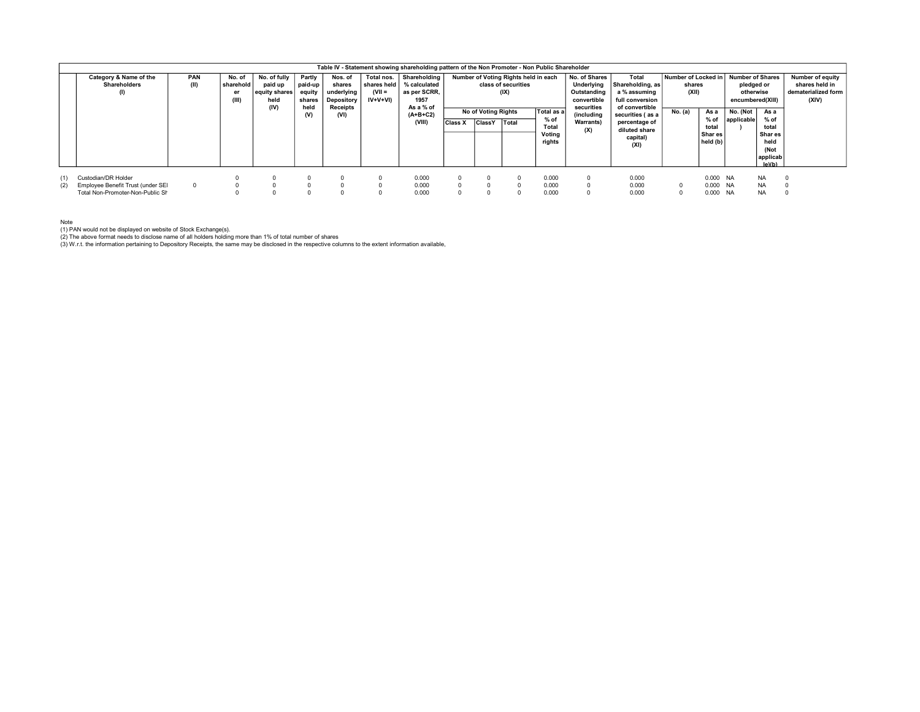| | Table IV - Statement showing shareholding pattern of the Non Promoter - Non Public Shareholder | | | | | | | | | | | | | | | | | | | |
|---|---|---|---|---|---|---|---|---|---|---|---|---|---|---|---|---|---|---|---|---|
| | Category & Name of the Shareholders (I) | PAN (II) | No. of shareholder (III) | No. of fully paid up equity shares held (IV) | Partly paid-up equity shares held (V) | Nos. of shares underlying Depository Receipts (VI) | Total nos. shares held (VII = IV+V+VI) | Shareholding % calculated as per SCRR, 1957 As a % of (A+B+C2) (VIII) | Number of Voting Rights held in each class of securities (IX) | | | | No. of Shares Underlying Outstanding convertible securities (including Warrants) (X) | Total Shareholding, as a % assuming full conversion of convertible securities ( as a percentage of diluted share capital) (XI) | Number of Locked in shares (XII) | | Number of Shares pledged or otherwise encumbered(XIII) | | Number of equity shares held in dematerialized form (XIV) |
| | | | | | | | | | No of Voting Rights | | | Total as a % of Total Voting rights | | | No. (a) | As a % of total Shar es held (b) | No. (Not applicable ) | As a % of total Shar es held (Not applicab le)(b) | |
| | | | | | | | | | Class X | ClassY | Total | | | | | | | | |
| (1) | Custodian/DR Holder | | 0 | 0 | 0 | 0 | 0 | 0.000 | 0 | 0 | 0 | 0.000 | 0 | 0.000 | | 0.000 | NA | NA | 0 |
| (2) | Employee Benefit Trust (under SEI | 0 | 0 | 0 | 0 | 0 | 0 | 0.000 | 0 | 0 | 0 | 0.000 | 0 | 0.000 | 0 | 0.000 | NA | NA | 0 |
| | Total Non-Promoter-Non-Public Sh | | 0 | 0 | 0 | 0 | 0 | 0.000 | 0 | 0 | 0 | 0.000 | 0 | 0.000 | 0 | 0.000 | NA | NA | 0 |

Note

(1) PAN would not be displayed on website of Stock Exchange(s).

(2) The above format needs to disclose name of all holders holding more than 1% of total number of shares

(3) W.r.t. the information pertaining to Depository Receipts, the same may be disclosed in the respective columns to the extent information available,